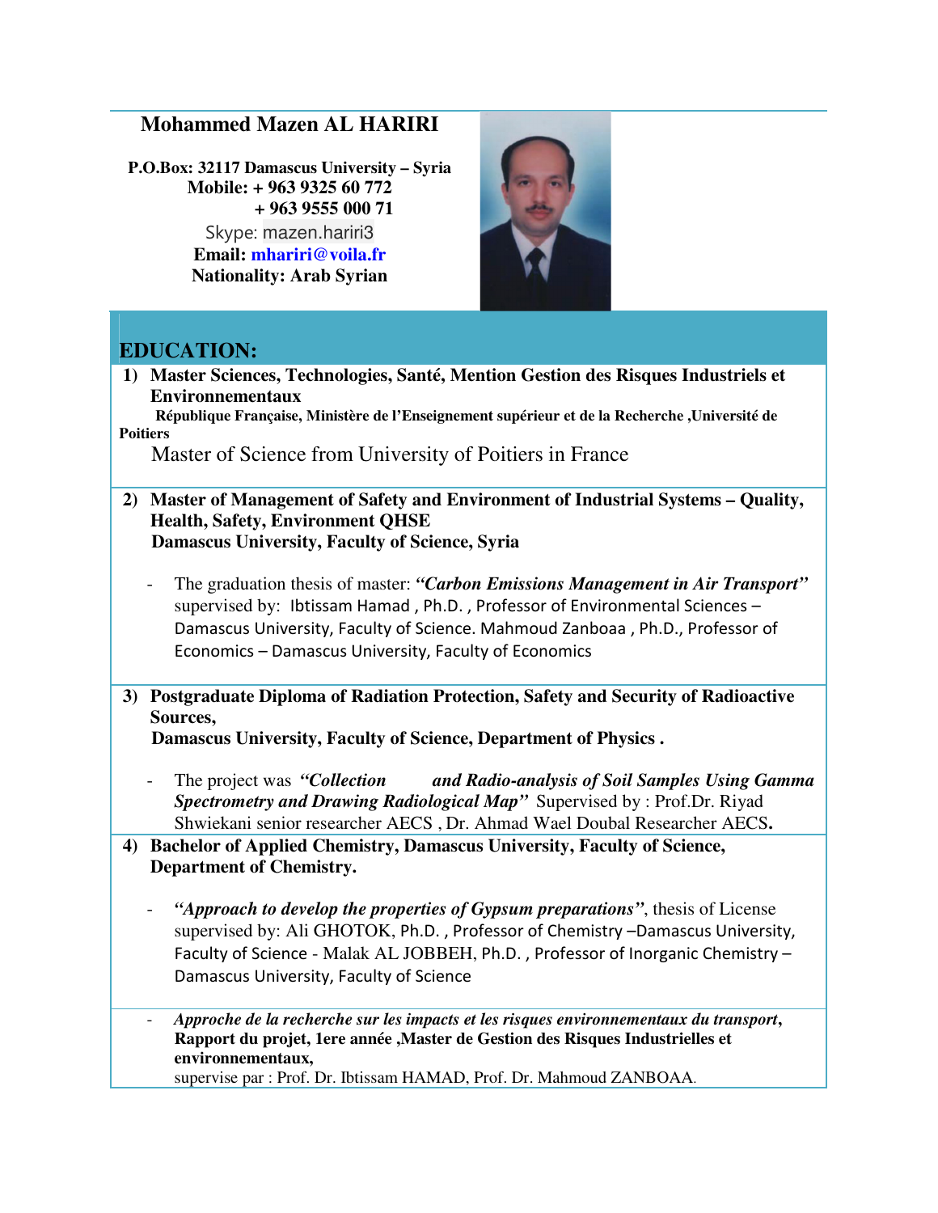# Mohammed Mazen AL HARIRI

**P.O.Box: 32117 Damascus University – Syria**
**Mobile: + 963 9325 60 772**
**+ 963 9555 000 71**
Skype: mazen.hariri3
**Email: mhariri@voila.fr**
**Nationality: Arab Syrian**

## EDUCATION:

1) **Master Sciences, Technologies, Santé, Mention Gestion des Risques Industriels et Environnementaux**
   **République Française, Ministère de l'Enseignement supérieur et de la Recherche ,Université de Poitiers**
   Master of Science from University of Poitiers in France

2) **Master of Management of Safety and Environment of Industrial Systems – Quality, Health, Safety, Environment QHSE**
   **Damascus University, Faculty of Science, Syria**

   - The graduation thesis of master: ***"Carbon Emissions Management in Air Transport"*** supervised by: Ibtissam Hamad , Ph.D. , Professor of Environmental Sciences – Damascus University, Faculty of Science. Mahmoud Zanboaa , Ph.D., Professor of Economics – Damascus University, Faculty of Economics

3) **Postgraduate Diploma of Radiation Protection, Safety and Security of Radioactive Sources,**
   **Damascus University, Faculty of Science, Department of Physics .**

   - The project was ***"Collection and Radio-analysis of Soil Samples Using Gamma Spectrometry and Drawing Radiological Map"*** Supervised by : Prof.Dr. Riyad Shwiekani senior researcher AECS , Dr. Ahmad Wael Doubal Researcher AECS**.**

4) **Bachelor of Applied Chemistry, Damascus University, Faculty of Science, Department of Chemistry.**

   - ***"Approach to develop the properties of Gypsum preparations"***, thesis of License supervised by: Ali GHOTOK, Ph.D. , Professor of Chemistry –Damascus University, Faculty of Science - Malak AL JOBBEH, Ph.D. , Professor of Inorganic Chemistry – Damascus University, Faculty of Science

   - ***Approche de la recherche sur les impacts et les risques environnementaux du transport*****, Rapport du projet, 1ere année ,Master de Gestion des Risques Industrielles et environnementaux,**
     supervise par : Prof. Dr. Ibtissam HAMAD, Prof. Dr. Mahmoud ZANBOAA.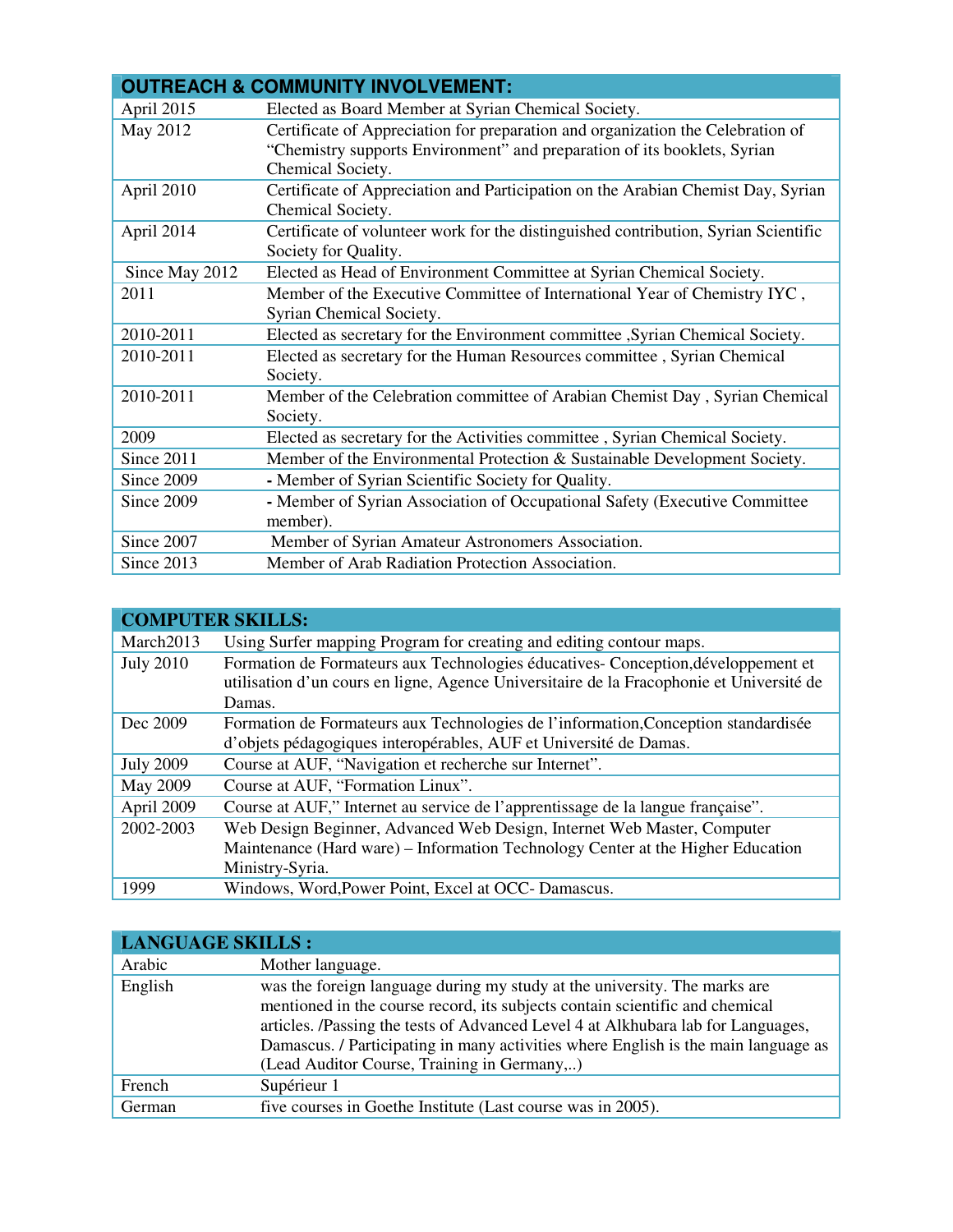| OUTREACH & COMMUNITY INVOLVEMENT: | |
|---|---|
| April 2015 | Elected as Board Member at Syrian Chemical Society. |
| May 2012 | Certificate of Appreciation for preparation and organization the Celebration of “Chemistry supports Environment” and preparation of its booklets, Syrian Chemical Society. |
| April 2010 | Certificate of Appreciation and Participation on the Arabian Chemist Day, Syrian Chemical Society. |
| April 2014 | Certificate of volunteer work for the distinguished contribution, Syrian Scientific Society for Quality. |
| Since May 2012 | Elected as Head of Environment Committee at Syrian Chemical Society. |
| 2011 | Member of the Executive Committee of International Year of Chemistry IYC , Syrian Chemical Society. |
| 2010-2011 | Elected as secretary for the Environment committee ,Syrian Chemical Society. |
| 2010-2011 | Elected as secretary for the Human Resources committee , Syrian Chemical Society. |
| 2010-2011 | Member of the Celebration committee of Arabian Chemist Day , Syrian Chemical Society. |
| 2009 | Elected as secretary for the Activities committee , Syrian Chemical Society. |
| Since 2011 | Member of the Environmental Protection & Sustainable Development Society. |
| Since 2009 | - Member of Syrian Scientific Society for Quality. |
| Since 2009 | - Member of Syrian Association of Occupational Safety (Executive Committee member). |
| Since 2007 | Member of Syrian Amateur Astronomers Association. |
| Since 2013 | Member of Arab Radiation Protection Association. |

| COMPUTER SKILLS: | |
|---|---|
| March2013 | Using Surfer mapping Program for creating and editing contour maps. |
| July 2010 | Formation de Formateurs aux Technologies éducatives- Conception,développement et utilisation d’un cours en ligne, Agence Universitaire de la Fracophonie et Université de Damas. |
| Dec 2009 | Formation de Formateurs aux Technologies de l’information,Conception standardisée d’objets pédagogiques interopérables, AUF et Université de Damas. |
| July 2009 | Course at AUF, “Navigation et recherche sur Internet”. |
| May 2009 | Course at AUF, “Formation Linux”. |
| April 2009 | Course at AUF,” Internet au service de l’apprentissage de la langue française”. |
| 2002-2003 | Web Design Beginner, Advanced Web Design, Internet Web Master, Computer Maintenance (Hard ware) – Information Technology Center at the Higher Education Ministry-Syria. |
| 1999 | Windows, Word,Power Point, Excel at OCC- Damascus. |

| LANGUAGE SKILLS : | |
|---|---|
| Arabic | Mother language. |
| English | was the foreign language during my study at the university. The marks are mentioned in the course record, its subjects contain scientific and chemical articles. /Passing the tests of Advanced Level 4 at Alkhubara lab for Languages, Damascus. / Participating in many activities where English is the main language as (Lead Auditor Course, Training in Germany,..) |
| French | Supérieur 1 |
| German | five courses in Goethe Institute (Last course was in 2005). |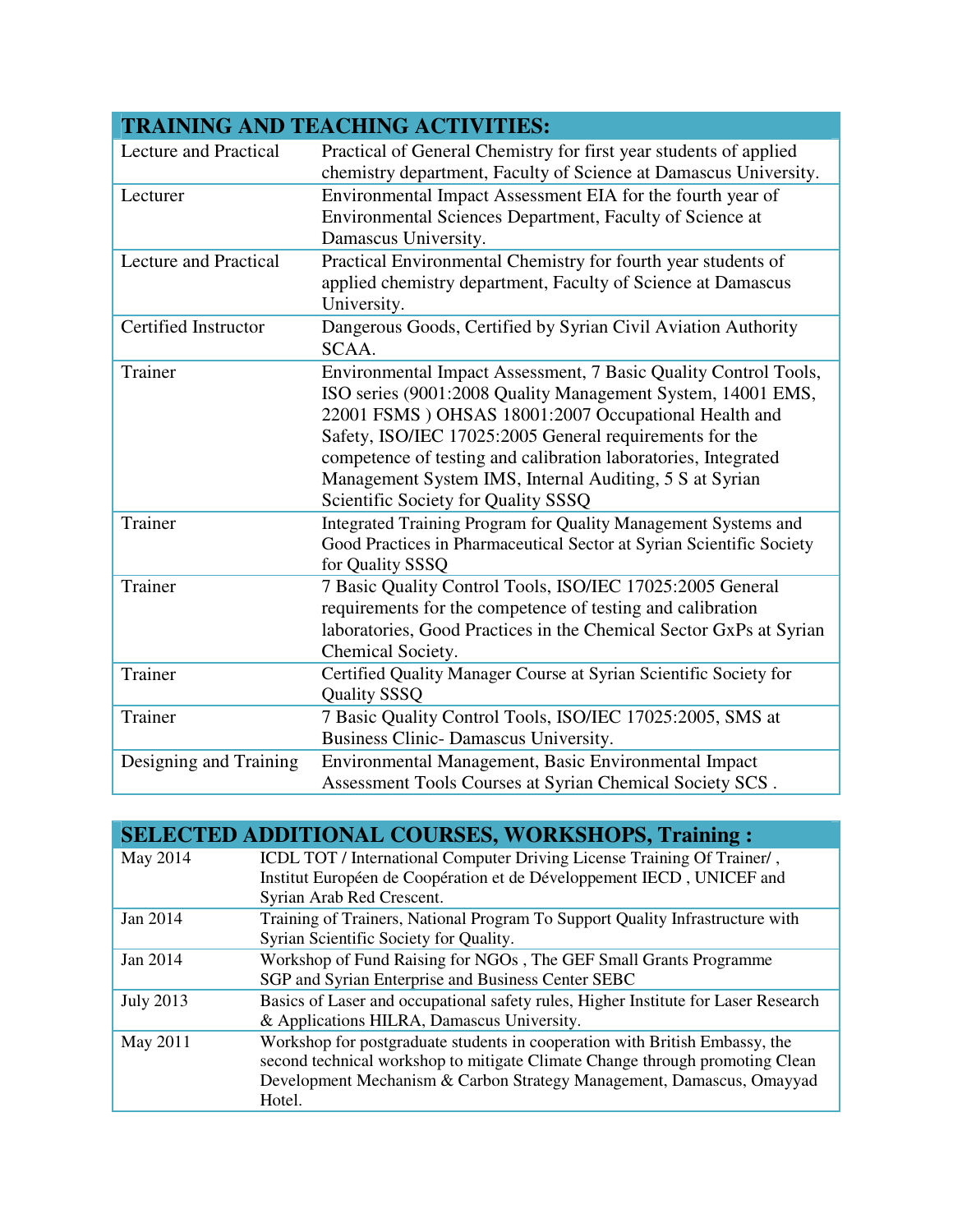| TRAINING AND TEACHING ACTIVITIES: | |
|---|---|
| Lecture and Practical | Practical of General Chemistry for first year students of applied chemistry department, Faculty of Science at Damascus University. |
| Lecturer | Environmental Impact Assessment EIA for the fourth year of Environmental Sciences Department, Faculty of Science at Damascus University. |
| Lecture and Practical | Practical Environmental Chemistry for fourth year students of applied chemistry department, Faculty of Science at Damascus University. |
| Certified Instructor | Dangerous Goods, Certified by Syrian Civil Aviation Authority SCAA. |
| Trainer | Environmental Impact Assessment, 7 Basic Quality Control Tools, ISO series (9001:2008 Quality Management System, 14001 EMS, 22001 FSMS ) OHSAS 18001:2007 Occupational Health and Safety, ISO/IEC 17025:2005 General requirements for the competence of testing and calibration laboratories, Integrated Management System IMS, Internal Auditing, 5 S at Syrian Scientific Society for Quality SSSQ |
| Trainer | Integrated Training Program for Quality Management Systems and Good Practices in Pharmaceutical Sector at Syrian Scientific Society for Quality SSSQ |
| Trainer | 7 Basic Quality Control Tools, ISO/IEC 17025:2005 General requirements for the competence of testing and calibration laboratories, Good Practices in the Chemical Sector GxPs at Syrian Chemical Society. |
| Trainer | Certified Quality Manager Course at Syrian Scientific Society for Quality SSSQ |
| Trainer | 7 Basic Quality Control Tools, ISO/IEC 17025:2005, SMS at Business Clinic- Damascus University. |
| Designing and Training | Environmental Management, Basic Environmental Impact Assessment Tools Courses at Syrian Chemical Society SCS . |

| SELECTED ADDITIONAL COURSES, WORKSHOPS, Training : | |
|---|---|
| May 2014 | ICDL TOT / International Computer Driving License Training Of Trainer/ , Institut Européen de Coopération et de Développement IECD , UNICEF and Syrian Arab Red Crescent. |
| Jan 2014 | Training of Trainers, National Program To Support Quality Infrastructure with Syrian Scientific Society for Quality. |
| Jan 2014 | Workshop of Fund Raising for NGOs , The GEF Small Grants Programme SGP and Syrian Enterprise and Business Center SEBC |
| July 2013 | Basics of Laser and occupational safety rules, Higher Institute for Laser Research & Applications HILRA, Damascus University. |
| May 2011 | Workshop for postgraduate students in cooperation with British Embassy, the second technical workshop to mitigate Climate Change through promoting Clean Development Mechanism & Carbon Strategy Management, Damascus, Omayyad Hotel. |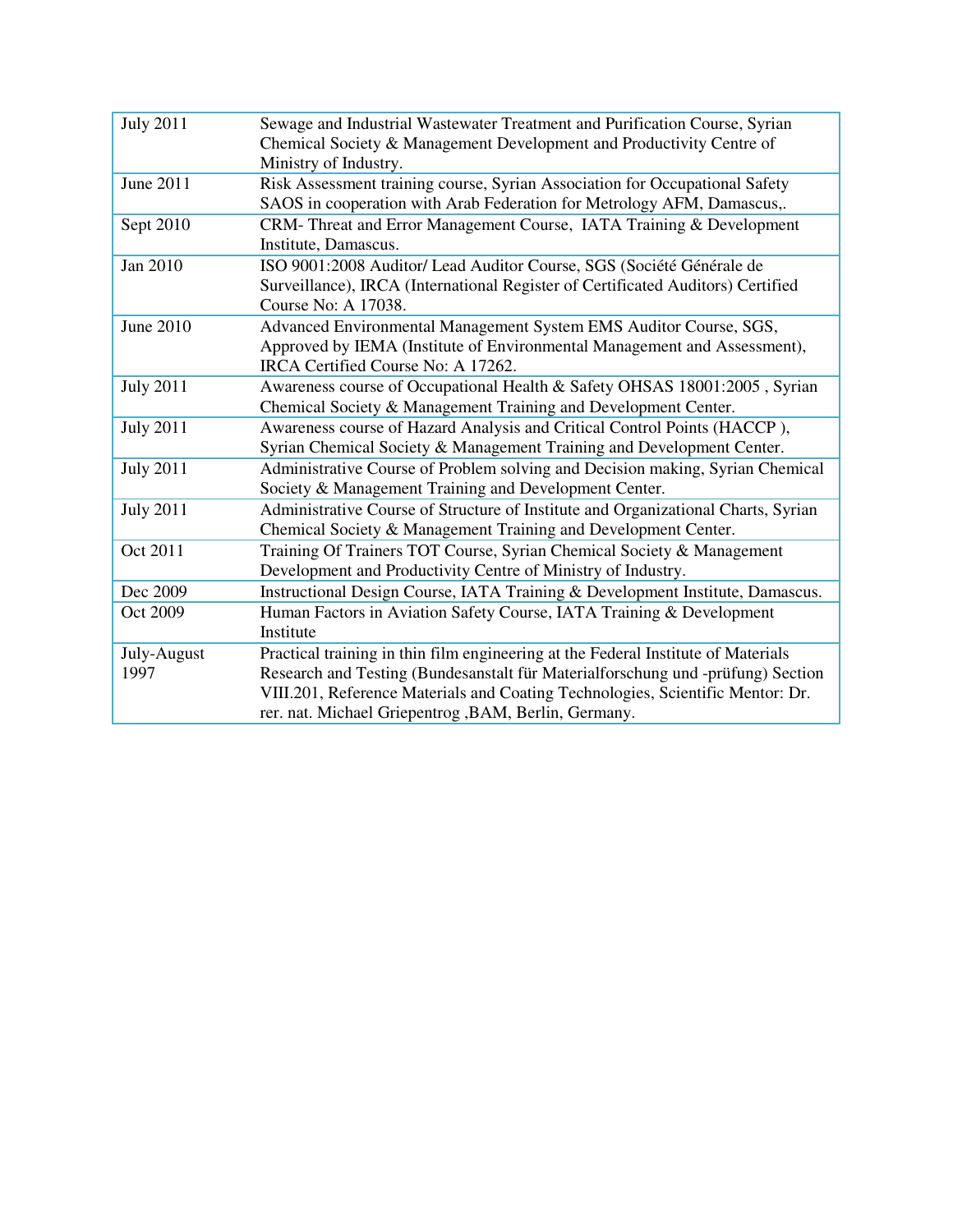| | |
|---|---|
| July 2011 | Sewage and Industrial Wastewater Treatment and Purification Course, Syrian Chemical Society & Management Development and Productivity Centre of Ministry of Industry. |
| June 2011 | Risk Assessment training course, Syrian Association for Occupational Safety SAOS in cooperation with Arab Federation for Metrology AFM, Damascus,. |
| Sept 2010 | CRM- Threat and Error Management Course, IATA Training & Development Institute, Damascus. |
| Jan 2010 | ISO 9001:2008 Auditor/ Lead Auditor Course, SGS (Société Générale de Surveillance), IRCA (International Register of Certificated Auditors) Certified Course No: A 17038. |
| June 2010 | Advanced Environmental Management System EMS Auditor Course, SGS, Approved by IEMA (Institute of Environmental Management and Assessment), IRCA Certified Course No: A 17262. |
| July 2011 | Awareness course of Occupational Health & Safety OHSAS 18001:2005 , Syrian Chemical Society & Management Training and Development Center. |
| July 2011 | Awareness course of Hazard Analysis and Critical Control Points (HACCP ), Syrian Chemical Society & Management Training and Development Center. |
| July 2011 | Administrative Course of Problem solving and Decision making, Syrian Chemical Society & Management Training and Development Center. |
| July 2011 | Administrative Course of Structure of Institute and Organizational Charts, Syrian Chemical Society & Management Training and Development Center. |
| Oct 2011 | Training Of Trainers TOT Course, Syrian Chemical Society & Management Development and Productivity Centre of Ministry of Industry. |
| Dec 2009 | Instructional Design Course, IATA Training & Development Institute, Damascus. |
| Oct 2009 | Human Factors in Aviation Safety Course, IATA Training & Development Institute |
| July-August 1997 | Practical training in thin film engineering at the Federal Institute of Materials Research and Testing (Bundesanstalt für Materialforschung und -prüfung) Section VIII.201, Reference Materials and Coating Technologies, Scientific Mentor: Dr. rer. nat. Michael Griepentrog ,BAM, Berlin, Germany. |